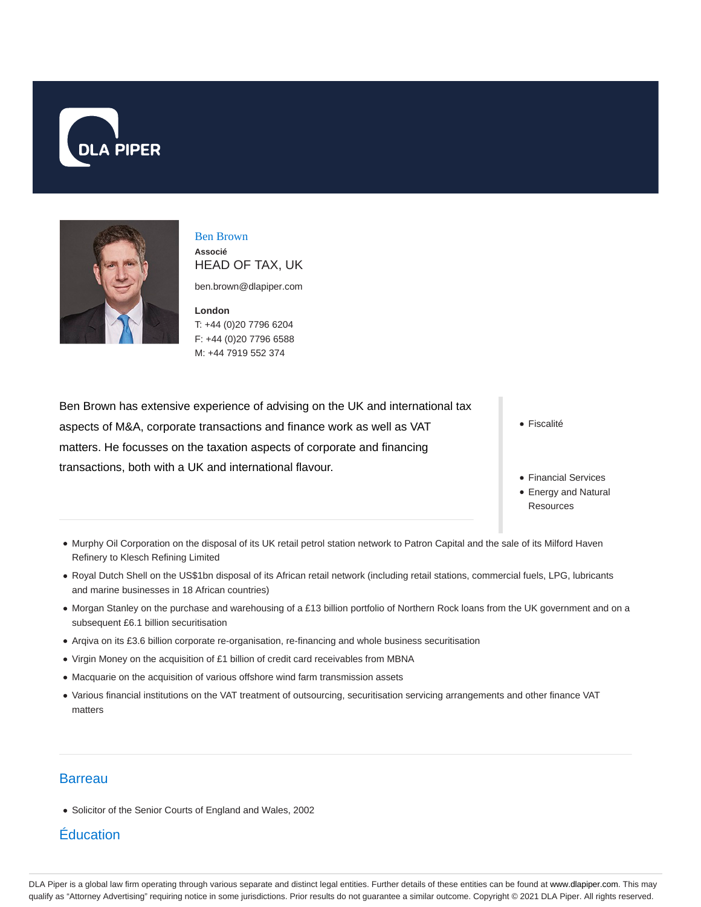DLA PIPER

# Ben Brown

**Associé**

HEAD OF TAX, UK

ben.brown@dlapiper.com

**London**

T: +44 (0)20 7796 6204
F: +44 (0)20 7796 6588
M: +44 7919 552 374

Ben Brown has extensive experience of advising on the UK and international tax aspects of M&A, corporate transactions and finance work as well as VAT matters. He focusses on the taxation aspects of corporate and financing transactions, both with a UK and international flavour.

- Fiscalité

- Financial Services
- Energy and Natural Resources

- Murphy Oil Corporation on the disposal of its UK retail petrol station network to Patron Capital and the sale of its Milford Haven Refinery to Klesch Refining Limited
- Royal Dutch Shell on the US$1bn disposal of its African retail network (including retail stations, commercial fuels, LPG, lubricants and marine businesses in 18 African countries)
- Morgan Stanley on the purchase and warehousing of a £13 billion portfolio of Northern Rock loans from the UK government and on a subsequent £6.1 billion securitisation
- Arqiva on its £3.6 billion corporate re-organisation, re-financing and whole business securitisation
- Virgin Money on the acquisition of £1 billion of credit card receivables from MBNA
- Macquarie on the acquisition of various offshore wind farm transmission assets
- Various financial institutions on the VAT treatment of outsourcing, securitisation servicing arrangements and other finance VAT matters

## Barreau

- Solicitor of the Senior Courts of England and Wales, 2002

## Éducation

DLA Piper is a global law firm operating through various separate and distinct legal entities. Further details of these entities can be found at www.dlapiper.com. This may qualify as "Attorney Advertising" requiring notice in some jurisdictions. Prior results do not guarantee a similar outcome. Copyright © 2021 DLA Piper. All rights reserved.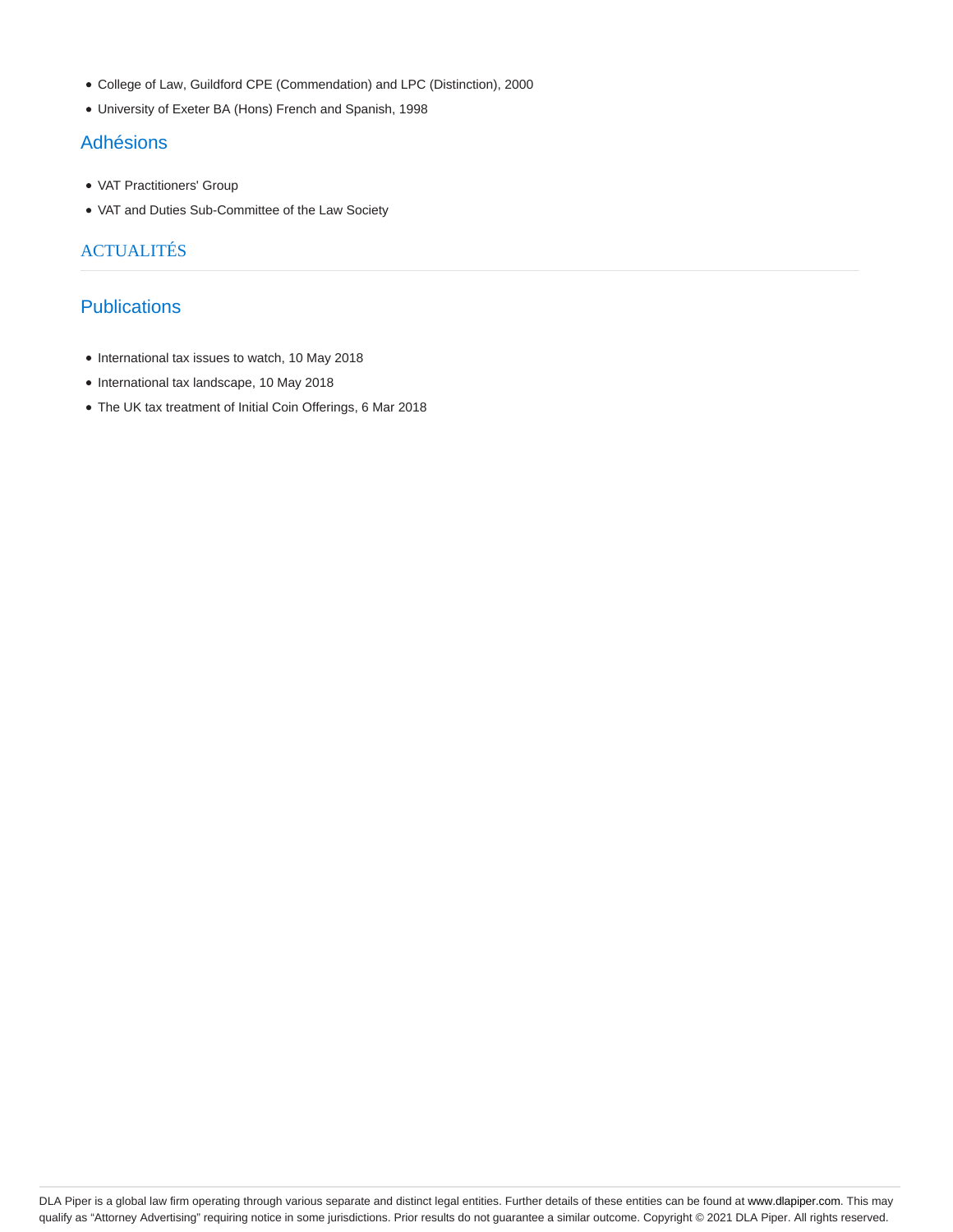- College of Law, Guildford CPE (Commendation) and LPC (Distinction), 2000
- University of Exeter BA (Hons) French and Spanish, 1998

## Adhésions

- VAT Practitioners' Group
- VAT and Duties Sub-Committee of the Law Society

## ACTUALITÉS

## Publications

- International tax issues to watch, 10 May 2018
- International tax landscape, 10 May 2018
- The UK tax treatment of Initial Coin Offerings, 6 Mar 2018

DLA Piper is a global law firm operating through various separate and distinct legal entities. Further details of these entities can be found at www.dlapiper.com. This may qualify as "Attorney Advertising" requiring notice in some jurisdictions. Prior results do not guarantee a similar outcome. Copyright © 2021 DLA Piper. All rights reserved.